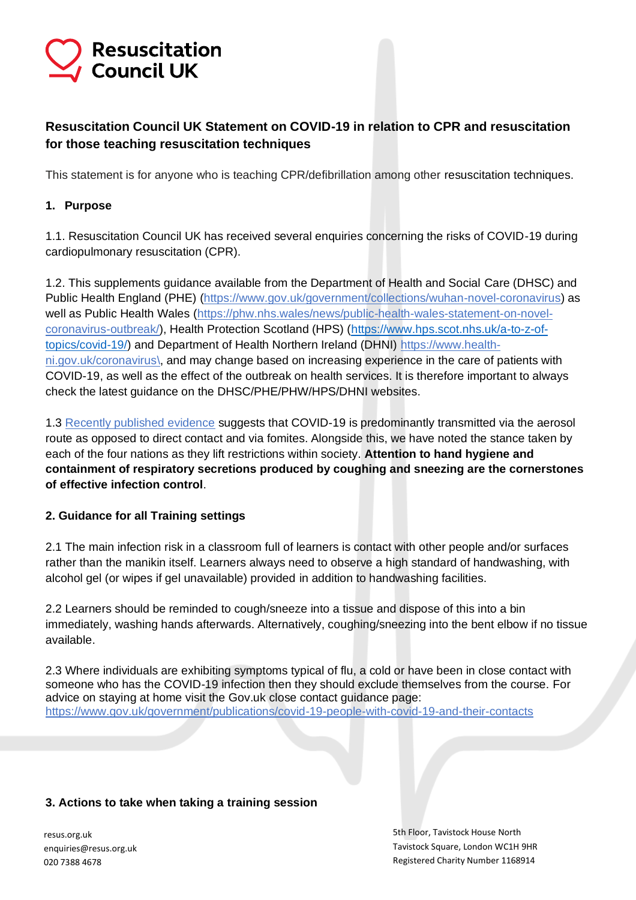**Resuscitation Council UK**

## Resuscitation Council UK Statement on COVID-19 in relation to CPR and resuscitation for those teaching resuscitation techniques

This statement is for anyone who is teaching CPR/defibrillation among other resuscitation techniques.

### 1. Purpose

1.1. Resuscitation Council UK has received several enquiries concerning the risks of COVID-19 during cardiopulmonary resuscitation (CPR).

1.2. This supplements guidance available from the Department of Health and Social Care (DHSC) and Public Health England (PHE) (https://www.gov.uk/government/collections/wuhan-novel-coronavirus) as well as Public Health Wales (https://phw.nhs.wales/news/public-health-wales-statement-on-novel-coronavirus-outbreak/), Health Protection Scotland (HPS) (https://www.hps.scot.nhs.uk/a-to-z-of-topics/covid-19/) and Department of Health Northern Ireland (DHNI) https://www.health-ni.gov.uk/coronavirus\, and may change based on increasing experience in the care of patients with COVID-19, as well as the effect of the outbreak on health services. It is therefore important to always check the latest guidance on the DHSC/PHE/PHW/HPS/DHNI websites.

1.3 Recently published evidence suggests that COVID-19 is predominantly transmitted via the aerosol route as opposed to direct contact and via fomites. Alongside this, we have noted the stance taken by each of the four nations as they lift restrictions within society. **Attention to hand hygiene and containment of respiratory secretions produced by coughing and sneezing are the cornerstones of effective infection control**.

### 2. Guidance for all Training settings

2.1 The main infection risk in a classroom full of learners is contact with other people and/or surfaces rather than the manikin itself. Learners always need to observe a high standard of handwashing, with alcohol gel (or wipes if gel unavailable) provided in addition to handwashing facilities.

2.2 Learners should be reminded to cough/sneeze into a tissue and dispose of this into a bin immediately, washing hands afterwards. Alternatively, coughing/sneezing into the bent elbow if no tissue available.

2.3 Where individuals are exhibiting symptoms typical of flu, a cold or have been in close contact with someone who has the COVID-19 infection then they should exclude themselves from the course. For advice on staying at home visit the Gov.uk close contact guidance page: https://www.gov.uk/government/publications/covid-19-people-with-covid-19-and-their-contacts

### 3. Actions to take when taking a training session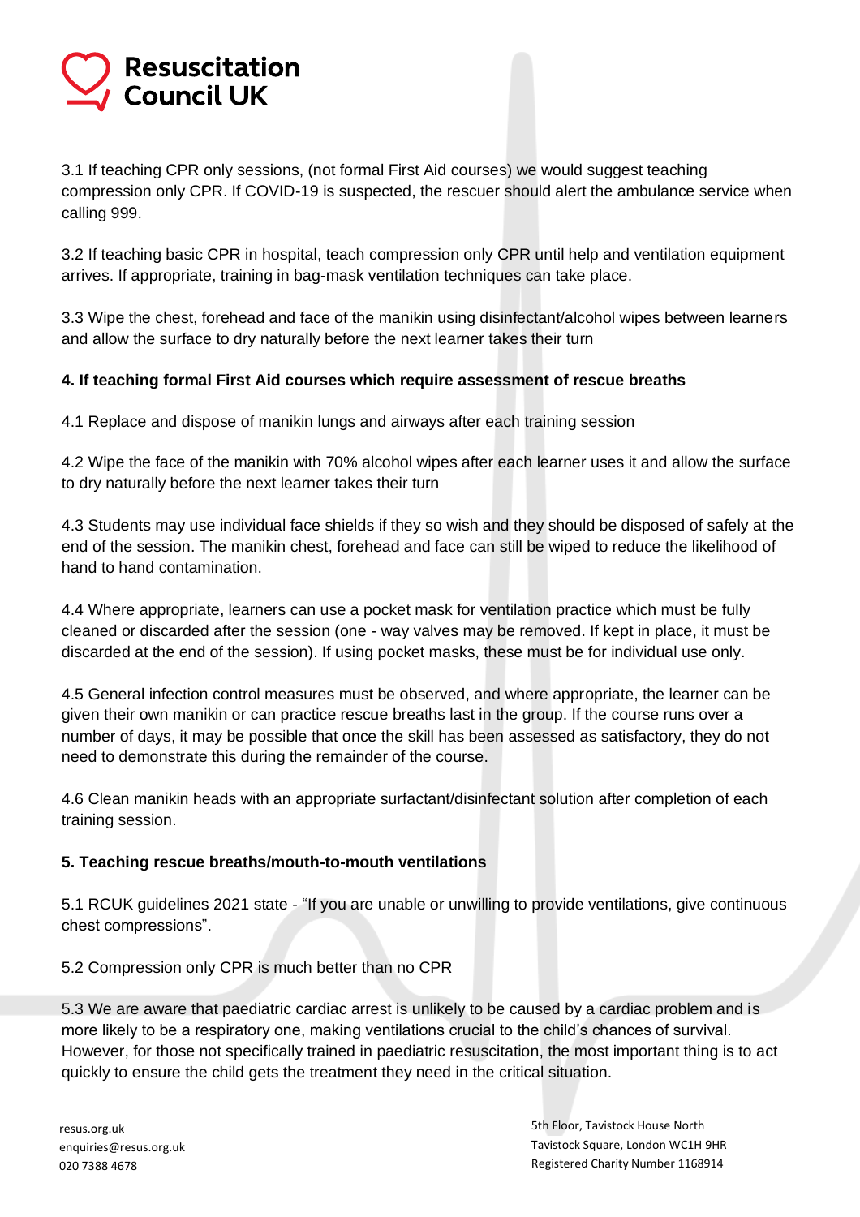3.1 If teaching CPR only sessions, (not formal First Aid courses) we would suggest teaching compression only CPR. If COVID-19 is suspected, the rescuer should alert the ambulance service when calling 999.

3.2 If teaching basic CPR in hospital, teach compression only CPR until help and ventilation equipment arrives. If appropriate, training in bag-mask ventilation techniques can take place.

3.3 Wipe the chest, forehead and face of the manikin using disinfectant/alcohol wipes between learners and allow the surface to dry naturally before the next learner takes their turn

**4. If teaching formal First Aid courses which require assessment of rescue breaths**

4.1 Replace and dispose of manikin lungs and airways after each training session

4.2 Wipe the face of the manikin with 70% alcohol wipes after each learner uses it and allow the surface to dry naturally before the next learner takes their turn

4.3 Students may use individual face shields if they so wish and they should be disposed of safely at the end of the session. The manikin chest, forehead and face can still be wiped to reduce the likelihood of hand to hand contamination.

4.4 Where appropriate, learners can use a pocket mask for ventilation practice which must be fully cleaned or discarded after the session (one - way valves may be removed. If kept in place, it must be discarded at the end of the session). If using pocket masks, these must be for individual use only.

4.5 General infection control measures must be observed, and where appropriate, the learner can be given their own manikin or can practice rescue breaths last in the group. If the course runs over a number of days, it may be possible that once the skill has been assessed as satisfactory, they do not need to demonstrate this during the remainder of the course.

4.6 Clean manikin heads with an appropriate surfactant/disinfectant solution after completion of each training session.

**5. Teaching rescue breaths/mouth-to-mouth ventilations**

5.1 RCUK guidelines 2021 state - "If you are unable or unwilling to provide ventilations, give continuous chest compressions".

5.2 Compression only CPR is much better than no CPR

5.3 We are aware that paediatric cardiac arrest is unlikely to be caused by a cardiac problem and is more likely to be a respiratory one, making ventilations crucial to the child's chances of survival. However, for those not specifically trained in paediatric resuscitation, the most important thing is to act quickly to ensure the child gets the treatment they need in the critical situation.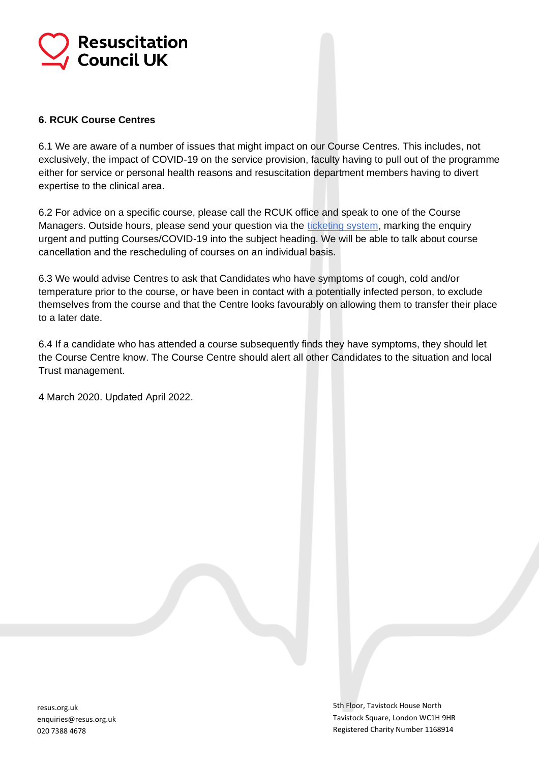### 6. RCUK Course Centres

6.1 We are aware of a number of issues that might impact on our Course Centres. This includes, not exclusively, the impact of COVID-19 on the service provision, faculty having to pull out of the programme either for service or personal health reasons and resuscitation department members having to divert expertise to the clinical area.

6.2 For advice on a specific course, please call the RCUK office and speak to one of the Course Managers. Outside hours, please send your question via the ticketing system, marking the enquiry urgent and putting Courses/COVID-19 into the subject heading. We will be able to talk about course cancellation and the rescheduling of courses on an individual basis.

6.3 We would advise Centres to ask that Candidates who have symptoms of cough, cold and/or temperature prior to the course, or have been in contact with a potentially infected person, to exclude themselves from the course and that the Centre looks favourably on allowing them to transfer their place to a later date.

6.4 If a candidate who has attended a course subsequently finds they have symptoms, they should let the Course Centre know. The Course Centre should alert all other Candidates to the situation and local Trust management.

4 March 2020. Updated April 2022.